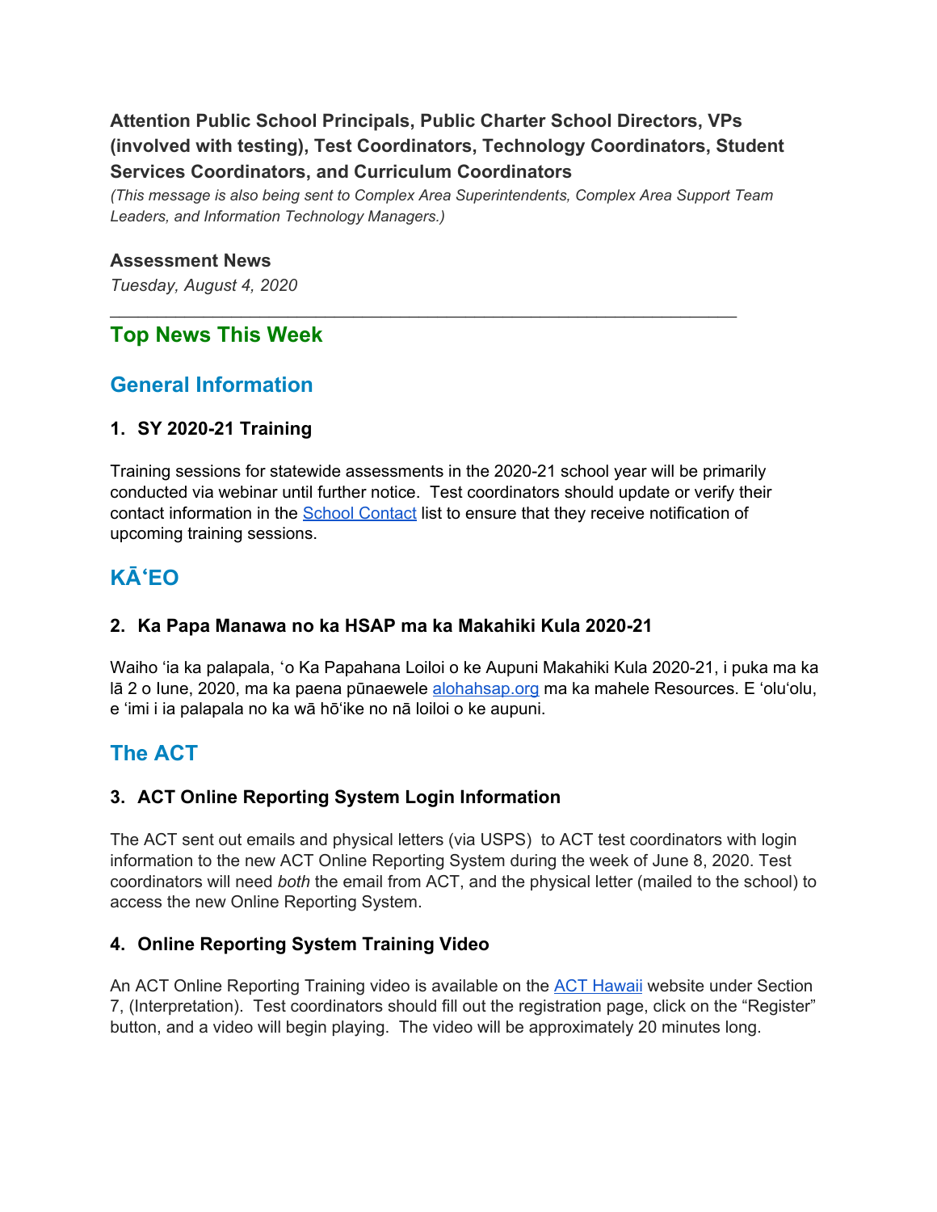**Attention Public School Principals, Public Charter School Directors, VPs (involved with testing), Test Coordinators, Technology Coordinators, Student Services Coordinators, and Curriculum Coordinators**

*(This message is also being sent to Complex Area Superintendents, Complex Area Support Team Leaders, and Information Technology Managers.)*

**Assessment News**

*Tuesday, August 4, 2020*

---

## Top News This Week

## General Information

### 1. SY 2020-21 Training

Training sessions for statewide assessments in the 2020-21 school year will be primarily conducted via webinar until further notice. Test coordinators should update or verify their contact information in the School Contact list to ensure that they receive notification of upcoming training sessions.

## KĀʻEO

### 2. Ka Papa Manawa no ka HSAP ma ka Makahiki Kula 2020-21

Waiho ʻia ka palapala, ʻo Ka Papahana Loiloi o ke Aupuni Makahiki Kula 2020-21, i puka ma ka lā 2 o Iune, 2020, ma ka paena pūnaewele alohahsap.org ma ka mahele Resources. E ʻoluʻolu, e ʻimi i ia palapala no ka wā hōʻike no nā loiloi o ke aupuni.

## The ACT

### 3. ACT Online Reporting System Login Information

The ACT sent out emails and physical letters (via USPS) to ACT test coordinators with login information to the new ACT Online Reporting System during the week of June 8, 2020. Test coordinators will need *both* the email from ACT, and the physical letter (mailed to the school) to access the new Online Reporting System.

### 4. Online Reporting System Training Video

An ACT Online Reporting Training video is available on the ACT Hawaii website under Section 7, (Interpretation). Test coordinators should fill out the registration page, click on the "Register" button, and a video will begin playing. The video will be approximately 20 minutes long.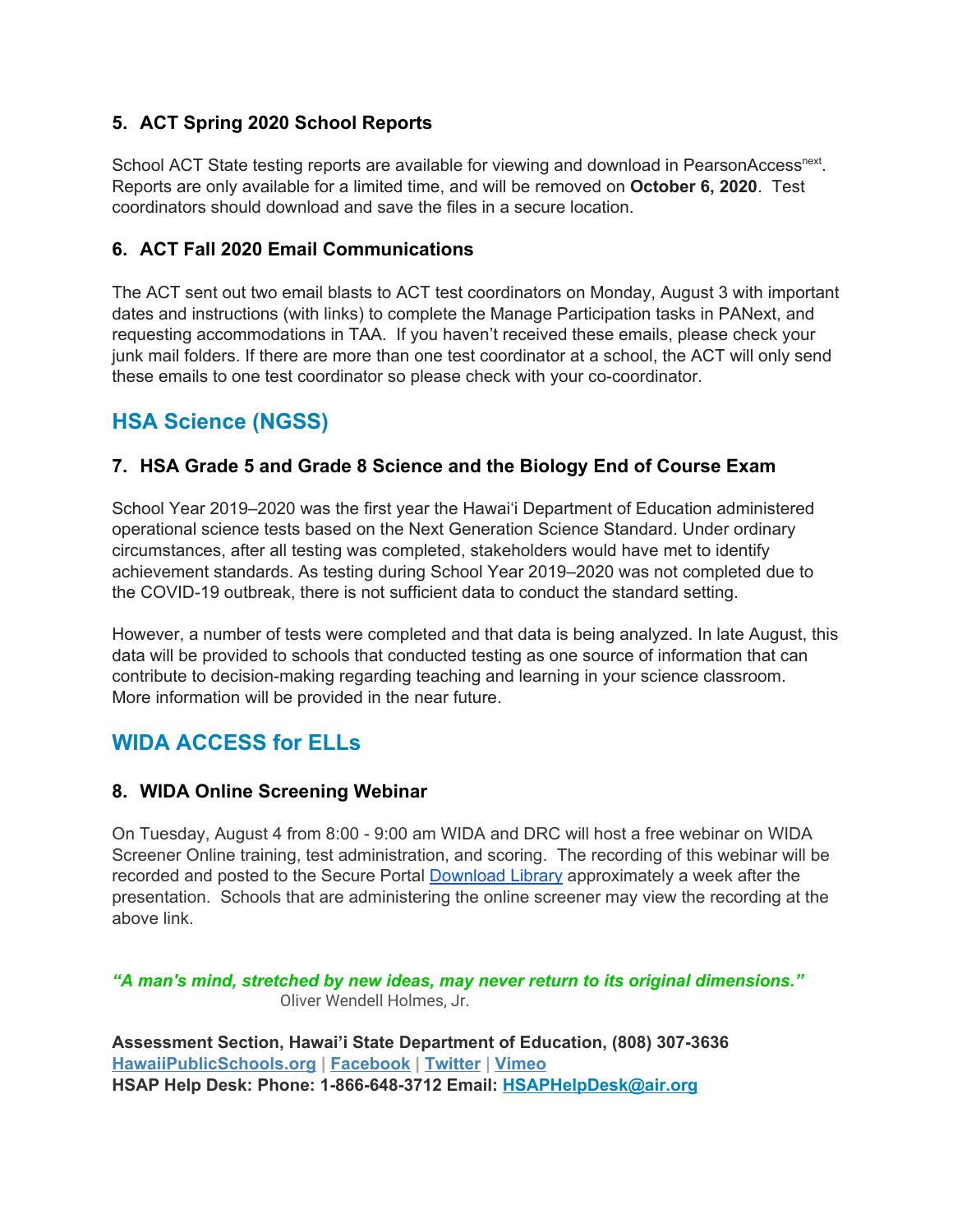### 5. ACT Spring 2020 School Reports

School ACT State testing reports are available for viewing and download in PearsonAccess[next]. Reports are only available for a limited time, and will be removed on **October 6, 2020**. Test coordinators should download and save the files in a secure location.

### 6. ACT Fall 2020 Email Communications

The ACT sent out two email blasts to ACT test coordinators on Monday, August 3 with important dates and instructions (with links) to complete the Manage Participation tasks in PANext, and requesting accommodations in TAA. If you haven't received these emails, please check your junk mail folders. If there are more than one test coordinator at a school, the ACT will only send these emails to one test coordinator so please check with your co-coordinator.

## HSA Science (NGSS)

### 7. HSA Grade 5 and Grade 8 Science and the Biology End of Course Exam

School Year 2019–2020 was the first year the Hawaiʻi Department of Education administered operational science tests based on the Next Generation Science Standard. Under ordinary circumstances, after all testing was completed, stakeholders would have met to identify achievement standards. As testing during School Year 2019–2020 was not completed due to the COVID-19 outbreak, there is not sufficient data to conduct the standard setting.

However, a number of tests were completed and that data is being analyzed. In late August, this data will be provided to schools that conducted testing as one source of information that can contribute to decision-making regarding teaching and learning in your science classroom. More information will be provided in the near future.

## WIDA ACCESS for ELLs

### 8. WIDA Online Screening Webinar

On Tuesday, August 4 from 8:00 - 9:00 am WIDA and DRC will host a free webinar on WIDA Screener Online training, test administration, and scoring. The recording of this webinar will be recorded and posted to the Secure Portal [Download Library] approximately a week after the presentation. Schools that are administering the online screener may view the recording at the above link.

***"A man's mind, stretched by new ideas, may never return to its original dimensions."***
Oliver Wendell Holmes, Jr.

**Assessment Section, Hawai'i State Department of Education, (808) 307-3636**
**HawaiiPublicSchools.org | Facebook | Twitter | Vimeo**
**HSAP Help Desk: Phone: 1-866-648-3712 Email: HSAPHelpDesk@air.org**